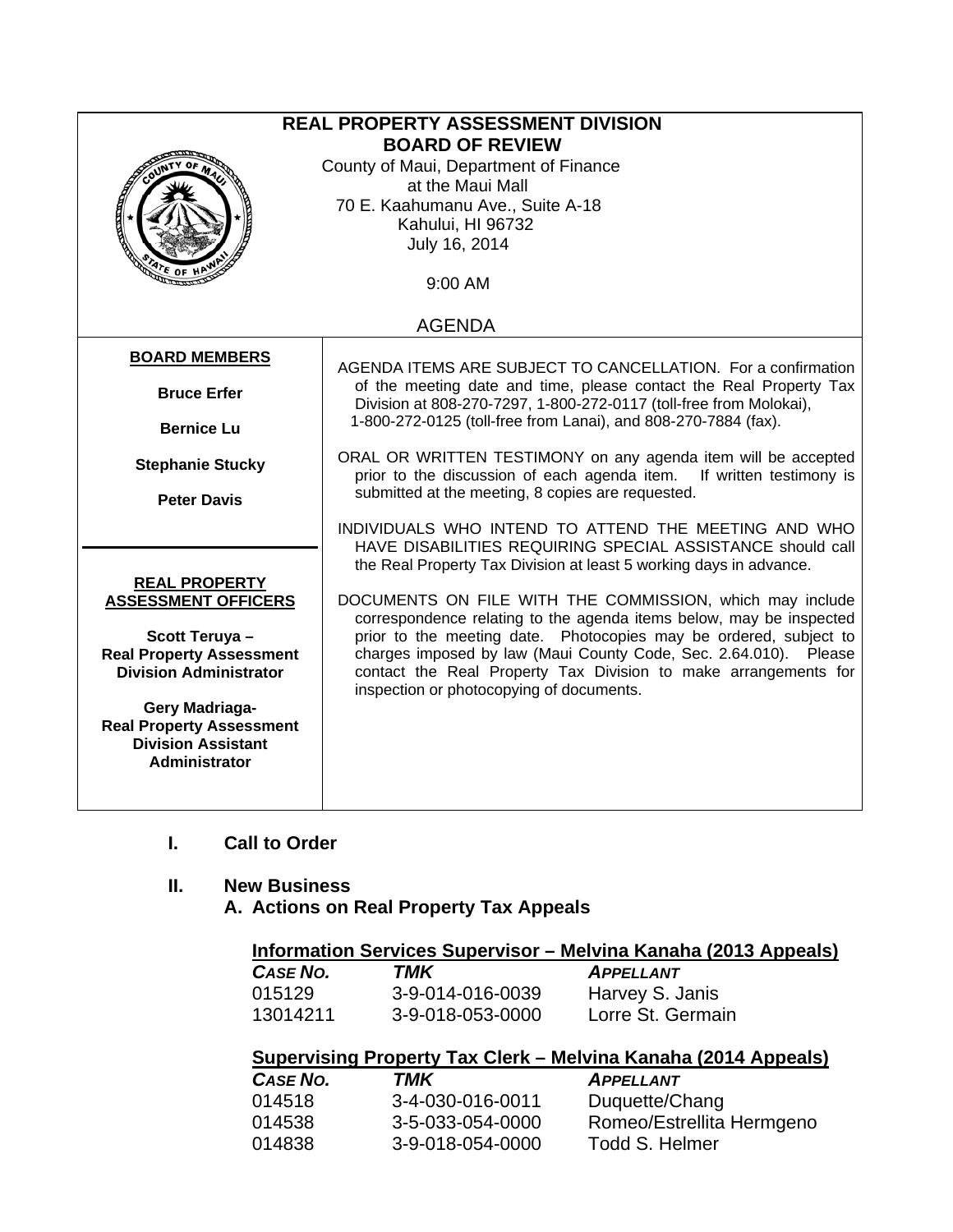# REAL PROPERTY ASSESSMENT DIVISION
## BOARD OF REVIEW

County of Maui, Department of Finance
at the Maui Mall
70 E. Kaahumanu Ave., Suite A-18
Kahului, HI 96732
July 16, 2014

9:00 AM

AGENDA

**BOARD MEMBERS**

**Bruce Erfer**

**Bernice Lu**

**Stephanie Stucky**

**Peter Davis**

**REAL PROPERTY ASSESSMENT OFFICERS**

**Scott Teruya – Real Property Assessment Division Administrator**

**Gery Madriaga- Real Property Assessment Division Assistant Administrator**

AGENDA ITEMS ARE SUBJECT TO CANCELLATION. For a confirmation of the meeting date and time, please contact the Real Property Tax Division at 808-270-7297, 1-800-272-0117 (toll-free from Molokai), 1-800-272-0125 (toll-free from Lanai), and 808-270-7884 (fax).

ORAL OR WRITTEN TESTIMONY on any agenda item will be accepted prior to the discussion of each agenda item. If written testimony is submitted at the meeting, 8 copies are requested.

INDIVIDUALS WHO INTEND TO ATTEND THE MEETING AND WHO HAVE DISABILITIES REQUIRING SPECIAL ASSISTANCE should call the Real Property Tax Division at least 5 working days in advance.

DOCUMENTS ON FILE WITH THE COMMISSION, which may include correspondence relating to the agenda items below, may be inspected prior to the meeting date. Photocopies may be ordered, subject to charges imposed by law (Maui County Code, Sec. 2.64.010). Please contact the Real Property Tax Division to make arrangements for inspection or photocopying of documents.

**I. Call to Order**

**II. New Business**

**A. Actions on Real Property Tax Appeals**

**Information Services Supervisor – Melvina Kanaha (2013 Appeals)**

| *CASE NO.* | *TMK* | *APPELLANT* |
|---|---|---|
| 015129 | 3-9-014-016-0039 | Harvey S. Janis |
| 13014211 | 3-9-018-053-0000 | Lorre St. Germain |

**Supervising Property Tax Clerk – Melvina Kanaha (2014 Appeals)**

| *CASE NO.* | *TMK* | *APPELLANT* |
|---|---|---|
| 014518 | 3-4-030-016-0011 | Duquette/Chang |
| 014538 | 3-5-033-054-0000 | Romeo/Estrellita Hermgeno |
| 014838 | 3-9-018-054-0000 | Todd S. Helmer |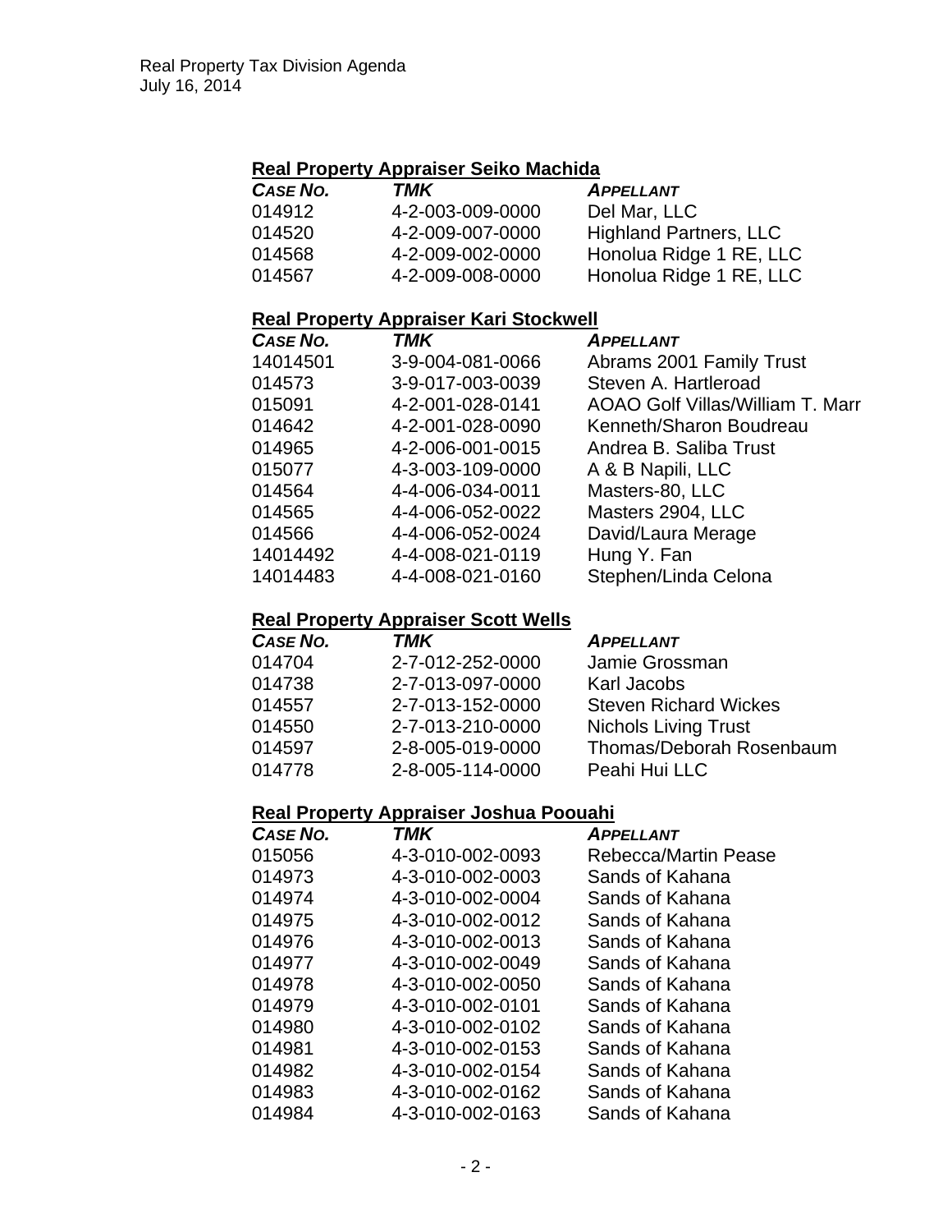### Real Property Appraiser Seiko Machida

| *CASE NO.* | *TMK* | *APPELLANT* |
|---|---|---|
| 014912 | 4-2-003-009-0000 | Del Mar, LLC |
| 014520 | 4-2-009-007-0000 | Highland Partners, LLC |
| 014568 | 4-2-009-002-0000 | Honolua Ridge 1 RE, LLC |
| 014567 | 4-2-009-008-0000 | Honolua Ridge 1 RE, LLC |

### Real Property Appraiser Kari Stockwell

| *CASE NO.* | *TMK* | *APPELLANT* |
|---|---|---|
| 14014501 | 3-9-004-081-0066 | Abrams 2001 Family Trust |
| 014573 | 3-9-017-003-0039 | Steven A. Hartleroad |
| 015091 | 4-2-001-028-0141 | AOAO Golf Villas/William T. Marr |
| 014642 | 4-2-001-028-0090 | Kenneth/Sharon Boudreau |
| 014965 | 4-2-006-001-0015 | Andrea B. Saliba Trust |
| 015077 | 4-3-003-109-0000 | A & B Napili, LLC |
| 014564 | 4-4-006-034-0011 | Masters-80, LLC |
| 014565 | 4-4-006-052-0022 | Masters 2904, LLC |
| 014566 | 4-4-006-052-0024 | David/Laura Merage |
| 14014492 | 4-4-008-021-0119 | Hung Y. Fan |
| 14014483 | 4-4-008-021-0160 | Stephen/Linda Celona |

### Real Property Appraiser Scott Wells

| *CASE NO.* | *TMK* | *APPELLANT* |
|---|---|---|
| 014704 | 2-7-012-252-0000 | Jamie Grossman |
| 014738 | 2-7-013-097-0000 | Karl Jacobs |
| 014557 | 2-7-013-152-0000 | Steven Richard Wickes |
| 014550 | 2-7-013-210-0000 | Nichols Living Trust |
| 014597 | 2-8-005-019-0000 | Thomas/Deborah Rosenbaum |
| 014778 | 2-8-005-114-0000 | Peahi Hui LLC |

### Real Property Appraiser Joshua Poouahi

| *CASE NO.* | *TMK* | *APPELLANT* |
|---|---|---|
| 015056 | 4-3-010-002-0093 | Rebecca/Martin Pease |
| 014973 | 4-3-010-002-0003 | Sands of Kahana |
| 014974 | 4-3-010-002-0004 | Sands of Kahana |
| 014975 | 4-3-010-002-0012 | Sands of Kahana |
| 014976 | 4-3-010-002-0013 | Sands of Kahana |
| 014977 | 4-3-010-002-0049 | Sands of Kahana |
| 014978 | 4-3-010-002-0050 | Sands of Kahana |
| 014979 | 4-3-010-002-0101 | Sands of Kahana |
| 014980 | 4-3-010-002-0102 | Sands of Kahana |
| 014981 | 4-3-010-002-0153 | Sands of Kahana |
| 014982 | 4-3-010-002-0154 | Sands of Kahana |
| 014983 | 4-3-010-002-0162 | Sands of Kahana |
| 014984 | 4-3-010-002-0163 | Sands of Kahana |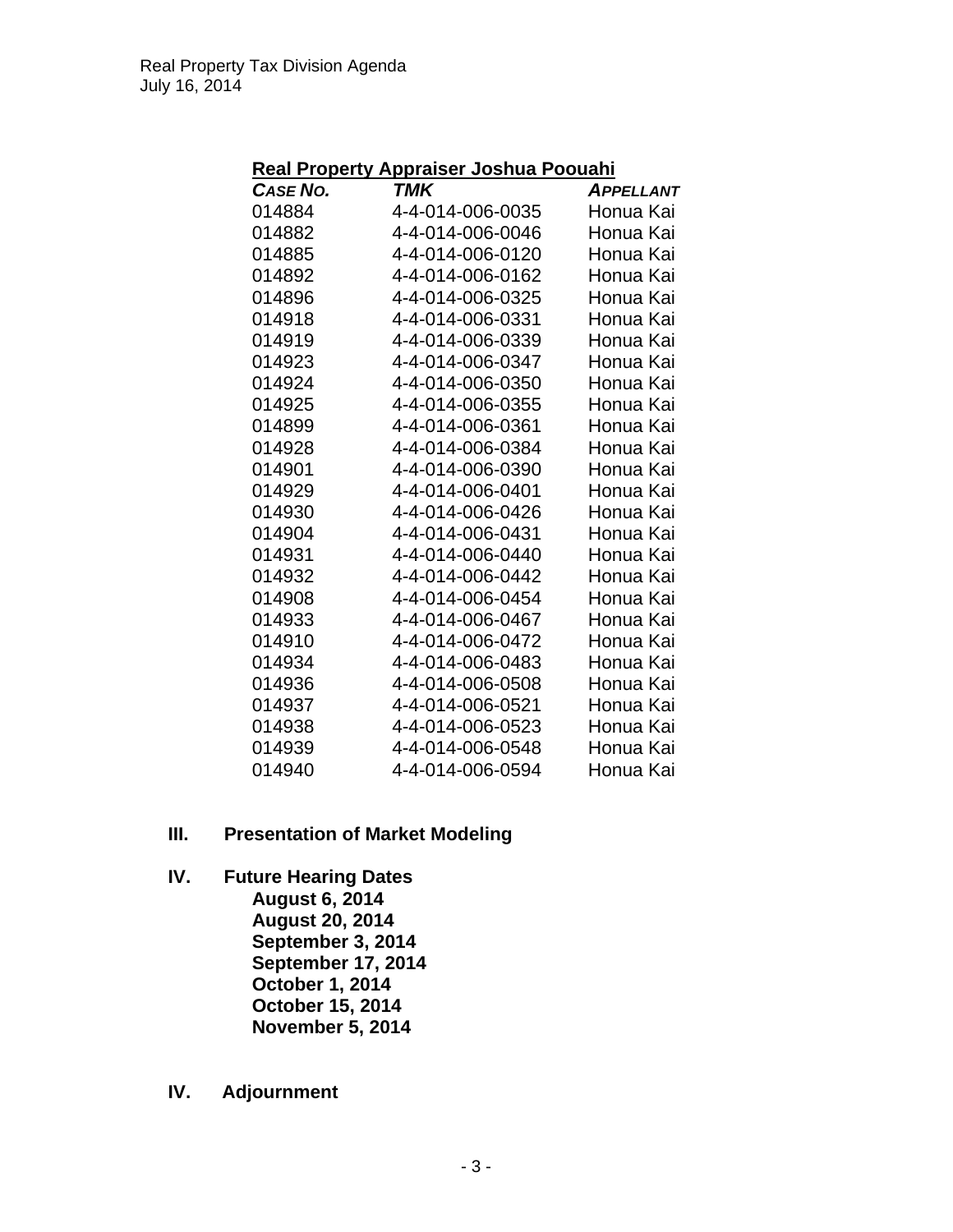**Real Property Appraiser Joshua Poouahi**

| *CASE NO.* | *TMK* | *APPELLANT* |
|---|---|---|
| 014884 | 4-4-014-006-0035 | Honua Kai |
| 014882 | 4-4-014-006-0046 | Honua Kai |
| 014885 | 4-4-014-006-0120 | Honua Kai |
| 014892 | 4-4-014-006-0162 | Honua Kai |
| 014896 | 4-4-014-006-0325 | Honua Kai |
| 014918 | 4-4-014-006-0331 | Honua Kai |
| 014919 | 4-4-014-006-0339 | Honua Kai |
| 014923 | 4-4-014-006-0347 | Honua Kai |
| 014924 | 4-4-014-006-0350 | Honua Kai |
| 014925 | 4-4-014-006-0355 | Honua Kai |
| 014899 | 4-4-014-006-0361 | Honua Kai |
| 014928 | 4-4-014-006-0384 | Honua Kai |
| 014901 | 4-4-014-006-0390 | Honua Kai |
| 014929 | 4-4-014-006-0401 | Honua Kai |
| 014930 | 4-4-014-006-0426 | Honua Kai |
| 014904 | 4-4-014-006-0431 | Honua Kai |
| 014931 | 4-4-014-006-0440 | Honua Kai |
| 014932 | 4-4-014-006-0442 | Honua Kai |
| 014908 | 4-4-014-006-0454 | Honua Kai |
| 014933 | 4-4-014-006-0467 | Honua Kai |
| 014910 | 4-4-014-006-0472 | Honua Kai |
| 014934 | 4-4-014-006-0483 | Honua Kai |
| 014936 | 4-4-014-006-0508 | Honua Kai |
| 014937 | 4-4-014-006-0521 | Honua Kai |
| 014938 | 4-4-014-006-0523 | Honua Kai |
| 014939 | 4-4-014-006-0548 | Honua Kai |
| 014940 | 4-4-014-006-0594 | Honua Kai |

**III. Presentation of Market Modeling**

**IV. Future Hearing Dates**

**August 6, 2014**
**August 20, 2014**
**September 3, 2014**
**September 17, 2014**
**October 1, 2014**
**October 15, 2014**
**November 5, 2014**

**IV. Adjournment**